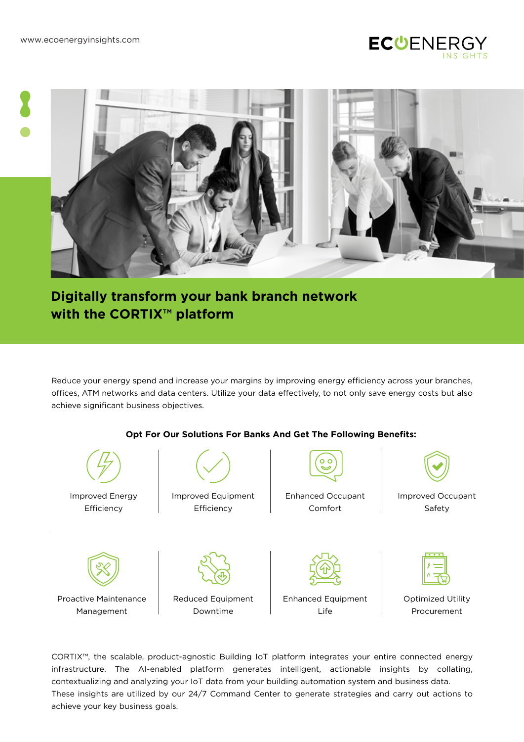www.ecoenergyinsights.com

ECOENERGY INSIGHTS

# Digitally transform your bank branch network with the CORTIX™ platform

Reduce your energy spend and increase your margins by improving energy efficiency across your branches, offices, ATM networks and data centers. Utilize your data effectively, to not only save energy costs but also achieve significant business objectives.

### Opt For Our Solutions For Banks And Get The Following Benefits:

- Improved Energy Efficiency
- Improved Equipment Efficiency
- Enhanced Occupant Comfort
- Improved Occupant Safety
- Proactive Maintenance Management
- Reduced Equipment Downtime
- Enhanced Equipment Life
- Optimized Utility Procurement

CORTIX™, the scalable, product-agnostic Building IoT platform integrates your entire connected energy infrastructure. The AI-enabled platform generates intelligent, actionable insights by collating, contextualizing and analyzing your IoT data from your building automation system and business data. These insights are utilized by our 24/7 Command Center to generate strategies and carry out actions to achieve your key business goals.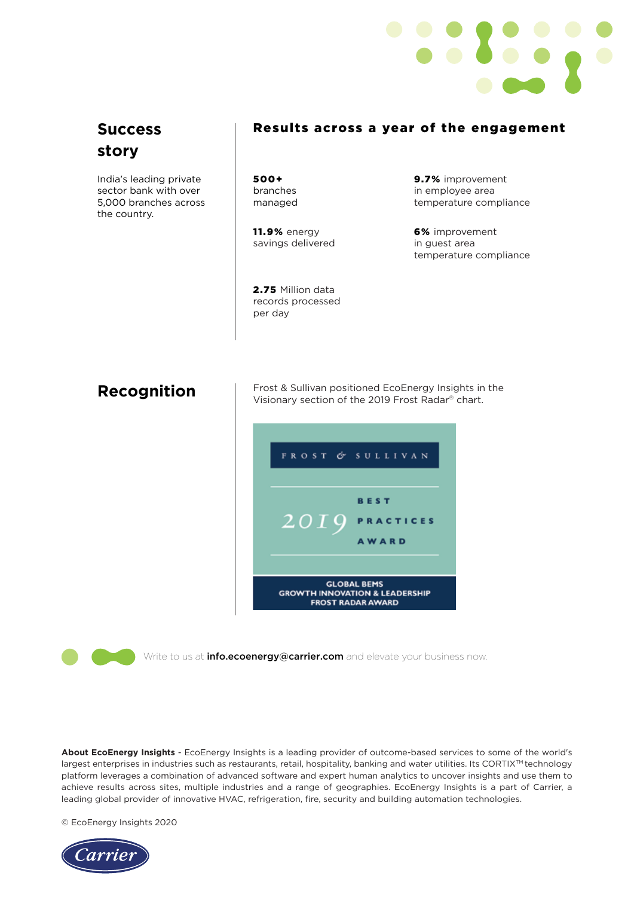## Success story

India's leading private sector bank with over 5,000 branches across the country.

### Results across a year of the engagement

**500+** branches managed

**9.7%** improvement in employee area temperature compliance

**11.9%** energy savings delivered

**6%** improvement in guest area temperature compliance

**2.75** Million data records processed per day

## Recognition

Frost & Sullivan positioned EcoEnergy Insights in the Visionary section of the 2019 Frost Radar® chart.

FROST & SULLIVAN

2019 BEST PRACTICES AWARD

GLOBAL BEMS
GROWTH INNOVATION & LEADERSHIP
FROST RADAR AWARD

Write to us at **info.ecoenergy@carrier.com** and elevate your business now.

**About EcoEnergy Insights** - EcoEnergy Insights is a leading provider of outcome-based services to some of the world's largest enterprises in industries such as restaurants, retail, hospitality, banking and water utilities. Its CORTIX™ technology platform leverages a combination of advanced software and expert human analytics to uncover insights and use them to achieve results across sites, multiple industries and a range of geographies. EcoEnergy Insights is a part of Carrier, a leading global provider of innovative HVAC, refrigeration, fire, security and building automation technologies.

© EcoEnergy Insights 2020

Carrier